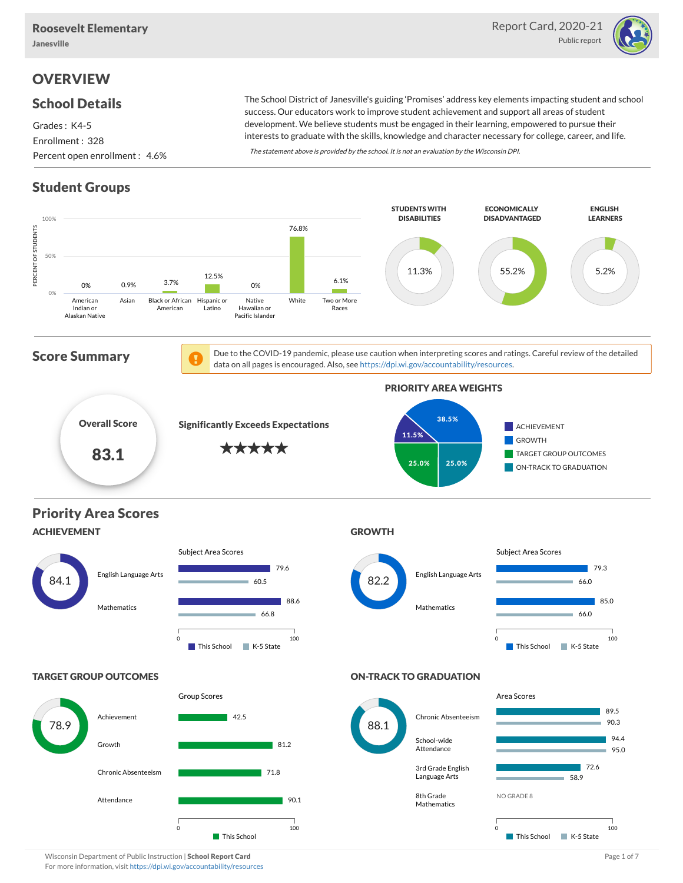# Roosevelt Elementary

**Janesville**

Report Card, 2020-21

Public report

## OVERVIEW

### School Details

Grades : K4-5

Enrollment : 328

Percent open enrollment : 4.6%

The School District of Janesville's guiding 'Promises' address key elements impacting student and school success. Our educators work to improve student achievement and support all areas of student development. We believe students must be engaged in their learning, empowered to pursue their interests to graduate with the skills, knowledge and character necessary for college, career, and life.

*The statement above is provided by the school. It is not an evaluation by the Wisconsin DPI.*

### Student Groups

| Group | Percent of Students |
|---|---|
| American Indian or Alaskan Native | 0% |
| Asian | 0.9% |
| Black or African American | 3.7% |
| Hispanic or Latino | 12.5% |
| Native Hawaiian or Pacific Islander | 0% |
| White | 76.8% |
| Two or More Races | 6.1% |

| Students with Disabilities | Economically Disadvantaged | English Learners |
|---|---|---|
| 11.3% | 55.2% | 5.2% |

### Score Summary

Due to the COVID-19 pandemic, please use caution when interpreting scores and ratings. Careful review of the detailed data on all pages is encouraged. Also, see https://dpi.wi.gov/accountability/resources.

**Overall Score: 83.1**

**Significantly Exceeds Expectations** ★★★★★

**PRIORITY AREA WEIGHTS**

| Priority Area | Weight |
|---|---|
| Achievement | 11.5% |
| Growth | 38.5% |
| Target Group Outcomes | 25.0% |
| On-Track to Graduation | 25.0% |

### Priority Area Scores

#### ACHIEVEMENT

Score: 84.1

| Subject Area Scores | This School | K-5 State |
|---|---|---|
| English Language Arts | 79.6 | 60.5 |
| Mathematics | 88.6 | 66.8 |

#### GROWTH

Score: 82.2

| Subject Area Scores | This School | K-5 State |
|---|---|---|
| English Language Arts | 79.3 | 66.0 |
| Mathematics | 85.0 | 66.0 |

#### TARGET GROUP OUTCOMES

Score: 78.9

| Group Scores | This School |
|---|---|
| Achievement | 42.5 |
| Growth | 81.2 |
| Chronic Absenteeism | 71.8 |
| Attendance | 90.1 |

#### ON-TRACK TO GRADUATION

Score: 88.1

| Area Scores | This School | K-5 State |
|---|---|---|
| Chronic Absenteeism | 89.5 | 90.3 |
| School-wide Attendance | 94.4 | 95.0 |
| 3rd Grade English Language Arts | 72.6 | 58.9 |
| 8th Grade Mathematics | NO GRADE 8 | |

Wisconsin Department of Public Instruction | **School Report Card**

For more information, visit https://dpi.wi.gov/accountability/resources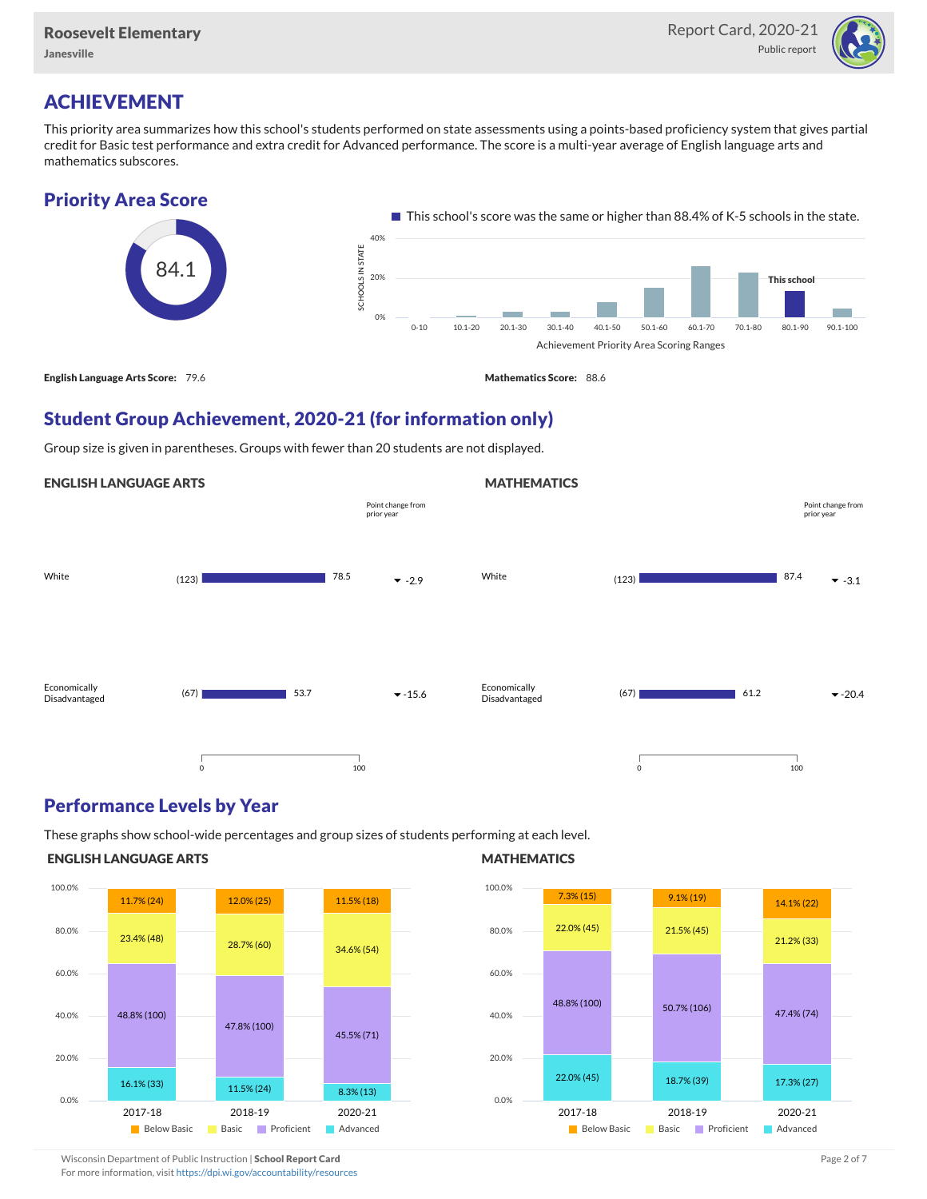Roosevelt Elementary
Janesville

Report Card, 2020-21
Public report

## ACHIEVEMENT

This priority area summarizes how this school's students performed on state assessments using a points-based proficiency system that gives partial credit for Basic test performance and extra credit for Advanced performance. The score is a multi-year average of English language arts and mathematics subscores.

### Priority Area Score

84.1

This school's score was the same or higher than 88.4% of K-5 schools in the state.

**English Language Arts Score:** 79.6

**Mathematics Score:** 88.6

### Student Group Achievement, 2020-21 (for information only)

Group size is given in parentheses. Groups with fewer than 20 students are not displayed.

**ENGLISH LANGUAGE ARTS**

| Group | Size | Score | Point change from prior year |
|---|---|---|---|
| White | (123) | 78.5 | -2.9 |
| Economically Disadvantaged | (67) | 53.7 | -15.6 |

**MATHEMATICS**

| Group | Size | Score | Point change from prior year |
|---|---|---|---|
| White | (123) | 87.4 | -3.1 |
| Economically Disadvantaged | (67) | 61.2 | -20.4 |

### Performance Levels by Year

These graphs show school-wide percentages and group sizes of students performing at each level.

**ENGLISH LANGUAGE ARTS**

| Level | 2017-18 | 2018-19 | 2020-21 |
|---|---|---|---|
| Below Basic | 11.7% (24) | 12.0% (25) | 11.5% (18) |
| Basic | 23.4% (48) | 28.7% (60) | 34.6% (54) |
| Proficient | 48.8% (100) | 47.8% (100) | 45.5% (71) |
| Advanced | 16.1% (33) | 11.5% (24) | 8.3% (13) |

**MATHEMATICS**

| Level | 2017-18 | 2018-19 | 2020-21 |
|---|---|---|---|
| Below Basic | 7.3% (15) | 9.1% (19) | 14.1% (22) |
| Basic | 22.0% (45) | 21.5% (45) | 21.2% (33) |
| Proficient | 48.8% (100) | 50.7% (106) | 47.4% (74) |
| Advanced | 22.0% (45) | 18.7% (39) | 17.3% (27) |

Wisconsin Department of Public Instruction | **School Report Card**
For more information, visit https://dpi.wi.gov/accountability/resources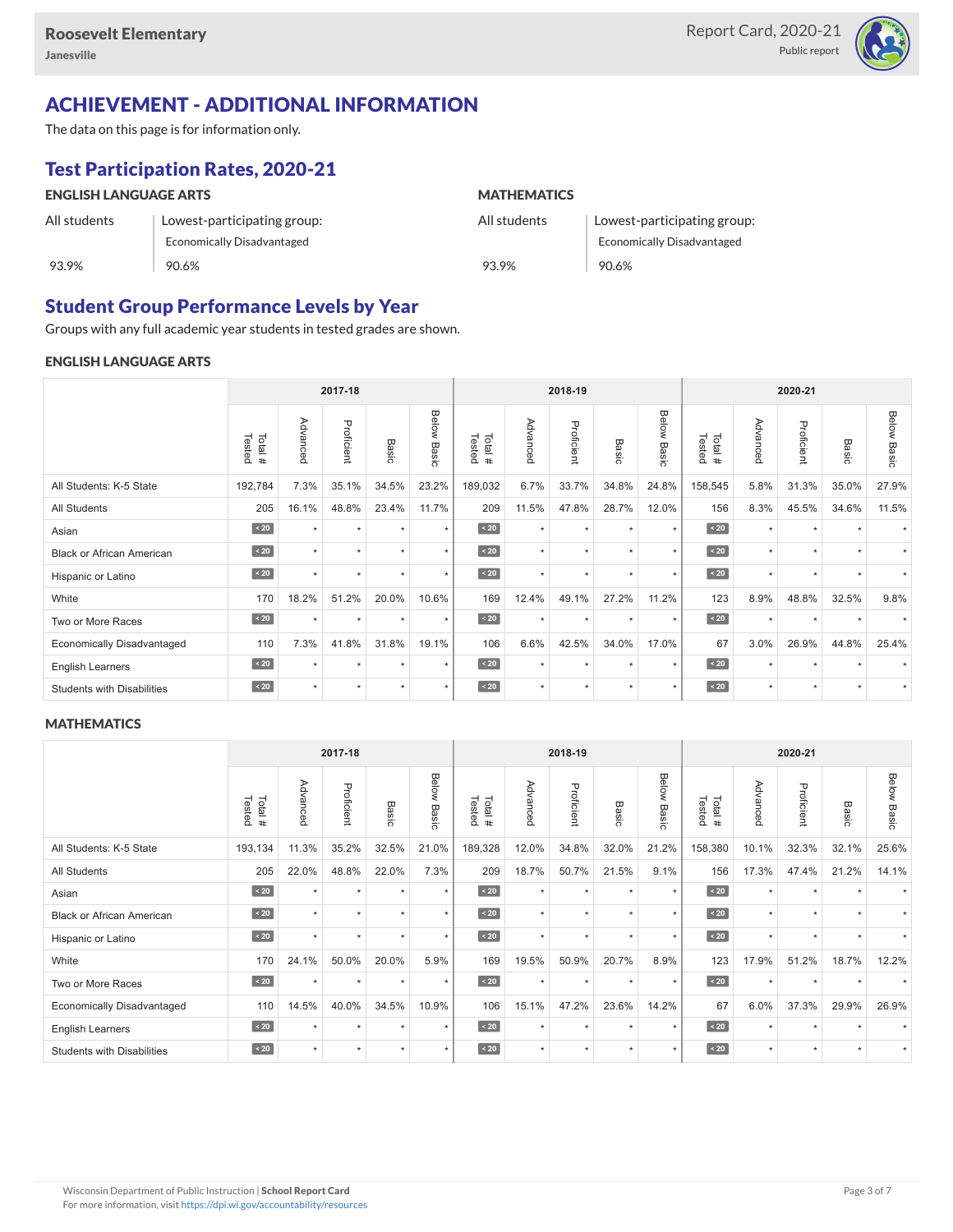# ACHIEVEMENT - ADDITIONAL INFORMATION

The data on this page is for information only.

## Test Participation Rates, 2020-21

### ENGLISH LANGUAGE ARTS

| All students | Lowest-participating group: Economically Disadvantaged |
|---|---|
| 93.9% | 90.6% |

### MATHEMATICS

| All students | Lowest-participating group: Economically Disadvantaged |
|---|---|
| 93.9% | 90.6% |

## Student Group Performance Levels by Year

Groups with any full academic year students in tested grades are shown.

### ENGLISH LANGUAGE ARTS

| | 2017-18 | | | | | 2018-19 | | | | | 2020-21 | | | | |
|---|---|---|---|---|---|---|---|---|---|---|---|---|---|---|---|
| | Total # Tested | Advanced | Proficient | Basic | Below Basic | Total # Tested | Advanced | Proficient | Basic | Below Basic | Total # Tested | Advanced | Proficient | Basic | Below Basic |
| All Students: K-5 State | 192,784 | 7.3% | 35.1% | 34.5% | 23.2% | 189,032 | 6.7% | 33.7% | 34.8% | 24.8% | 158,545 | 5.8% | 31.3% | 35.0% | 27.9% |
| All Students | 205 | 16.1% | 48.8% | 23.4% | 11.7% | 209 | 11.5% | 47.8% | 28.7% | 12.0% | 156 | 8.3% | 45.5% | 34.6% | 11.5% |
| Asian | < 20 | * | * | * | * | < 20 | * | * | * | * | < 20 | * | * | * | * |
| Black or African American | < 20 | * | * | * | * | < 20 | * | * | * | * | < 20 | * | * | * | * |
| Hispanic or Latino | < 20 | * | * | * | * | < 20 | * | * | * | * | < 20 | * | * | * | * |
| White | 170 | 18.2% | 51.2% | 20.0% | 10.6% | 169 | 12.4% | 49.1% | 27.2% | 11.2% | 123 | 8.9% | 48.8% | 32.5% | 9.8% |
| Two or More Races | < 20 | * | * | * | * | < 20 | * | * | * | * | < 20 | * | * | * | * |
| Economically Disadvantaged | 110 | 7.3% | 41.8% | 31.8% | 19.1% | 106 | 6.6% | 42.5% | 34.0% | 17.0% | 67 | 3.0% | 26.9% | 44.8% | 25.4% |
| English Learners | < 20 | * | * | * | * | < 20 | * | * | * | * | < 20 | * | * | * | * |
| Students with Disabilities | < 20 | * | * | * | * | < 20 | * | * | * | * | < 20 | * | * | * | * |

### MATHEMATICS

| | 2017-18 | | | | | 2018-19 | | | | | 2020-21 | | | | |
|---|---|---|---|---|---|---|---|---|---|---|---|---|---|---|---|
| | Total # Tested | Advanced | Proficient | Basic | Below Basic | Total # Tested | Advanced | Proficient | Basic | Below Basic | Total # Tested | Advanced | Proficient | Basic | Below Basic |
| All Students: K-5 State | 193,134 | 11.3% | 35.2% | 32.5% | 21.0% | 189,328 | 12.0% | 34.8% | 32.0% | 21.2% | 158,380 | 10.1% | 32.3% | 32.1% | 25.6% |
| All Students | 205 | 22.0% | 48.8% | 22.0% | 7.3% | 209 | 18.7% | 50.7% | 21.5% | 9.1% | 156 | 17.3% | 47.4% | 21.2% | 14.1% |
| Asian | < 20 | * | * | * | * | < 20 | * | * | * | * | < 20 | * | * | * | * |
| Black or African American | < 20 | * | * | * | * | < 20 | * | * | * | * | < 20 | * | * | * | * |
| Hispanic or Latino | < 20 | * | * | * | * | < 20 | * | * | * | * | < 20 | * | * | * | * |
| White | 170 | 24.1% | 50.0% | 20.0% | 5.9% | 169 | 19.5% | 50.9% | 20.7% | 8.9% | 123 | 17.9% | 51.2% | 18.7% | 12.2% |
| Two or More Races | < 20 | * | * | * | * | < 20 | * | * | * | * | < 20 | * | * | * | * |
| Economically Disadvantaged | 110 | 14.5% | 40.0% | 34.5% | 10.9% | 106 | 15.1% | 47.2% | 23.6% | 14.2% | 67 | 6.0% | 37.3% | 29.9% | 26.9% |
| English Learners | < 20 | * | * | * | * | < 20 | * | * | * | * | < 20 | * | * | * | * |
| Students with Disabilities | < 20 | * | * | * | * | < 20 | * | * | * | * | < 20 | * | * | * | * |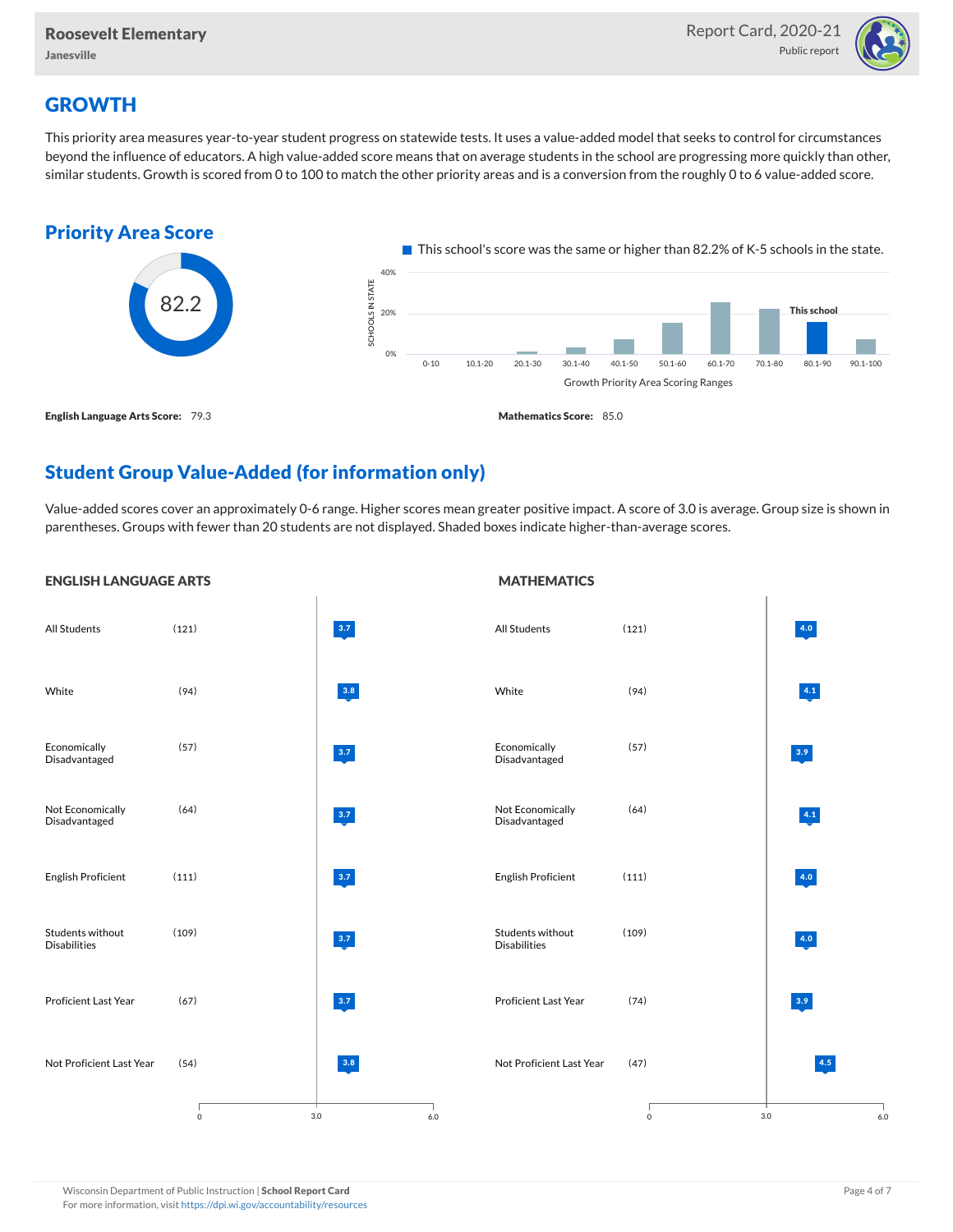## GROWTH

This priority area measures year-to-year student progress on statewide tests. It uses a value-added model that seeks to control for circumstances beyond the influence of educators. A high value-added score means that on average students in the school are progressing more quickly than other, similar students. Growth is scored from 0 to 100 to match the other priority areas and is a conversion from the roughly 0 to 6 value-added score.

### Priority Area Score

82.2

This school's score was the same or higher than 82.2% of K-5 schools in the state.

Growth Priority Area Scoring Ranges: 0-10, 10.1-20, 20.1-30, 30.1-40, 40.1-50, 50.1-60, 60.1-70, 70.1-80, 80.1-90 (This school), 90.1-100

**English Language Arts Score:** 79.3

**Mathematics Score:** 85.0

## Student Group Value-Added (for information only)

Value-added scores cover an approximately 0-6 range. Higher scores mean greater positive impact. A score of 3.0 is average. Group size is shown in parentheses. Groups with fewer than 20 students are not displayed. Shaded boxes indicate higher-than-average scores.

### ENGLISH LANGUAGE ARTS

| Group | Size | Score |
| --- | --- | --- |
| All Students | (121) | 3.7 |
| White | (94) | 3.8 |
| Economically Disadvantaged | (57) | 3.7 |
| Not Economically Disadvantaged | (64) | 3.7 |
| English Proficient | (111) | 3.7 |
| Students without Disabilities | (109) | 3.7 |
| Proficient Last Year | (67) | 3.7 |
| Not Proficient Last Year | (54) | 3.8 |

### MATHEMATICS

| Group | Size | Score |
| --- | --- | --- |
| All Students | (121) | 4.0 |
| White | (94) | 4.1 |
| Economically Disadvantaged | (57) | 3.9 |
| Not Economically Disadvantaged | (64) | 4.1 |
| English Proficient | (111) | 4.0 |
| Students without Disabilities | (109) | 4.0 |
| Proficient Last Year | (74) | 3.9 |
| Not Proficient Last Year | (47) | 4.5 |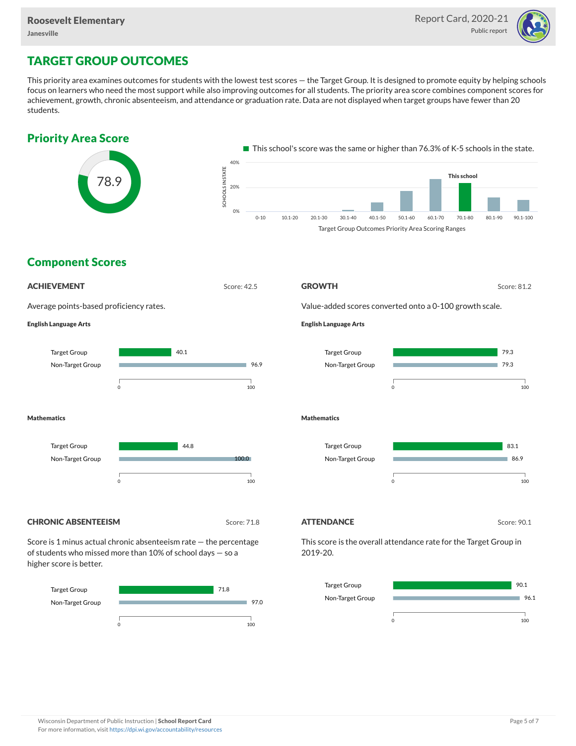# TARGET GROUP OUTCOMES

This priority area examines outcomes for students with the lowest test scores — the Target Group. It is designed to promote equity by helping schools focus on learners who need the most support while also improving outcomes for all students. The priority area score combines component scores for achievement, growth, chronic absenteeism, and attendance or graduation rate. Data are not displayed when target groups have fewer than 20 students.

## Priority Area Score

78.9

This school's score was the same or higher than 76.3% of K-5 schools in the state.

Target Group Outcomes Priority Area Scoring Ranges (This school: 70.1-80)

## Component Scores

### ACHIEVEMENT

Score: 42.5

Average points-based proficiency rates.

**English Language Arts**

| | Score |
|---|---|
| Target Group | 40.1 |
| Non-Target Group | 96.9 |

**Mathematics**

| | Score |
|---|---|
| Target Group | 44.8 |
| Non-Target Group | 100.0 |

### GROWTH

Score: 81.2

Value-added scores converted onto a 0-100 growth scale.

**English Language Arts**

| | Score |
|---|---|
| Target Group | 79.3 |
| Non-Target Group | 79.3 |

**Mathematics**

| | Score |
|---|---|
| Target Group | 83.1 |
| Non-Target Group | 86.9 |

### CHRONIC ABSENTEEISM

Score: 71.8

Score is 1 minus actual chronic absenteeism rate — the percentage of students who missed more than 10% of school days — so a higher score is better.

| | Score |
|---|---|
| Target Group | 71.8 |
| Non-Target Group | 97.0 |

### ATTENDANCE

Score: 90.1

This score is the overall attendance rate for the Target Group in 2019-20.

| | Score |
|---|---|
| Target Group | 90.1 |
| Non-Target Group | 96.1 |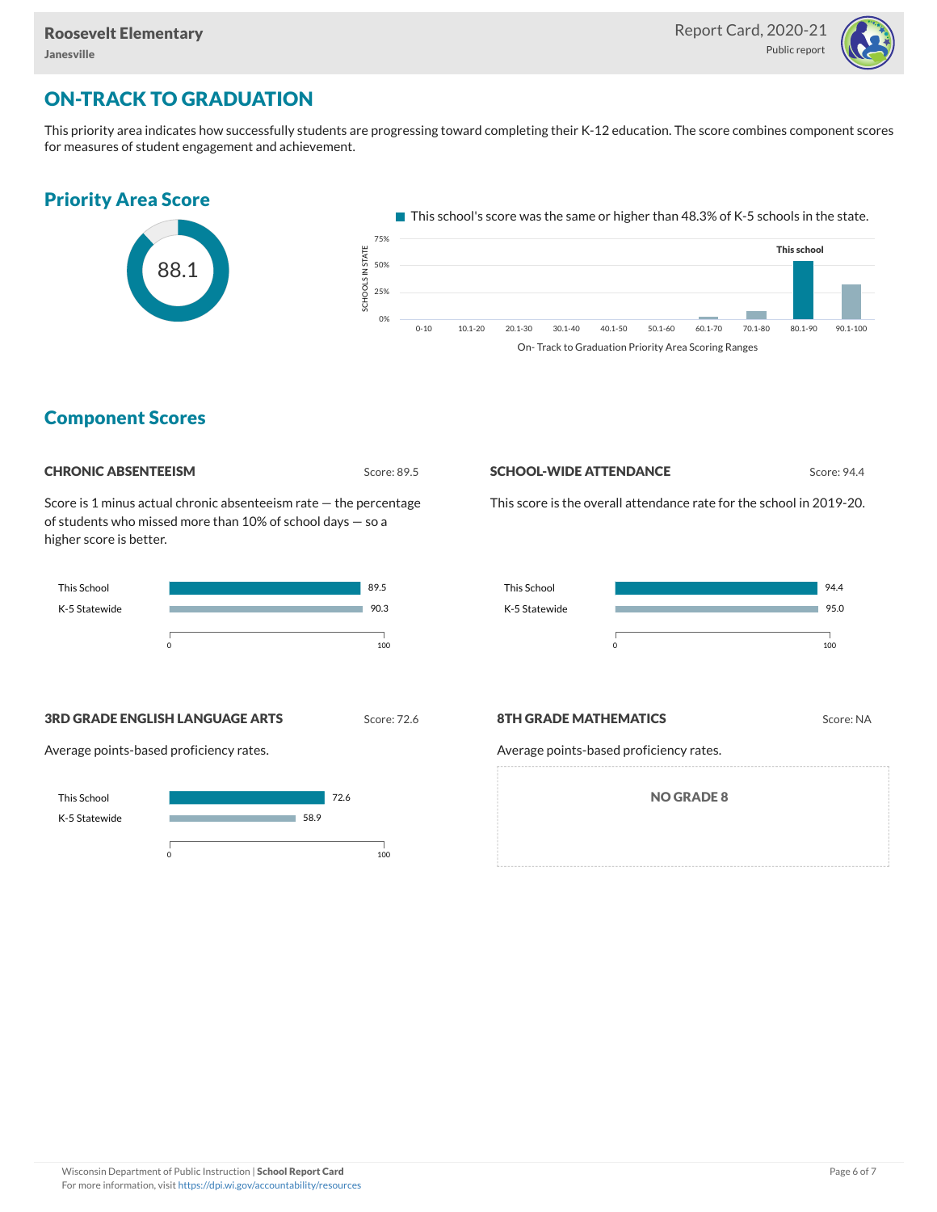# ON-TRACK TO GRADUATION

This priority area indicates how successfully students are progressing toward completing their K-12 education. The score combines component scores for measures of student engagement and achievement.

## Priority Area Score

88.1

This school's score was the same or higher than 48.3% of K-5 schools in the state.

On- Track to Graduation Priority Area Scoring Ranges

## Component Scores

### CHRONIC ABSENTEEISM

Score: 89.5

Score is 1 minus actual chronic absenteeism rate — the percentage of students who missed more than 10% of school days — so a higher score is better.

| | Score |
|---|---|
| This School | 89.5 |
| K-5 Statewide | 90.3 |

### SCHOOL-WIDE ATTENDANCE

Score: 94.4

This score is the overall attendance rate for the school in 2019-20.

| | Score |
|---|---|
| This School | 94.4 |
| K-5 Statewide | 95.0 |

### 3RD GRADE ENGLISH LANGUAGE ARTS

Score: 72.6

Average points-based proficiency rates.

| | Score |
|---|---|
| This School | 72.6 |
| K-5 Statewide | 58.9 |

### 8TH GRADE MATHEMATICS

Score: NA

Average points-based proficiency rates.

NO GRADE 8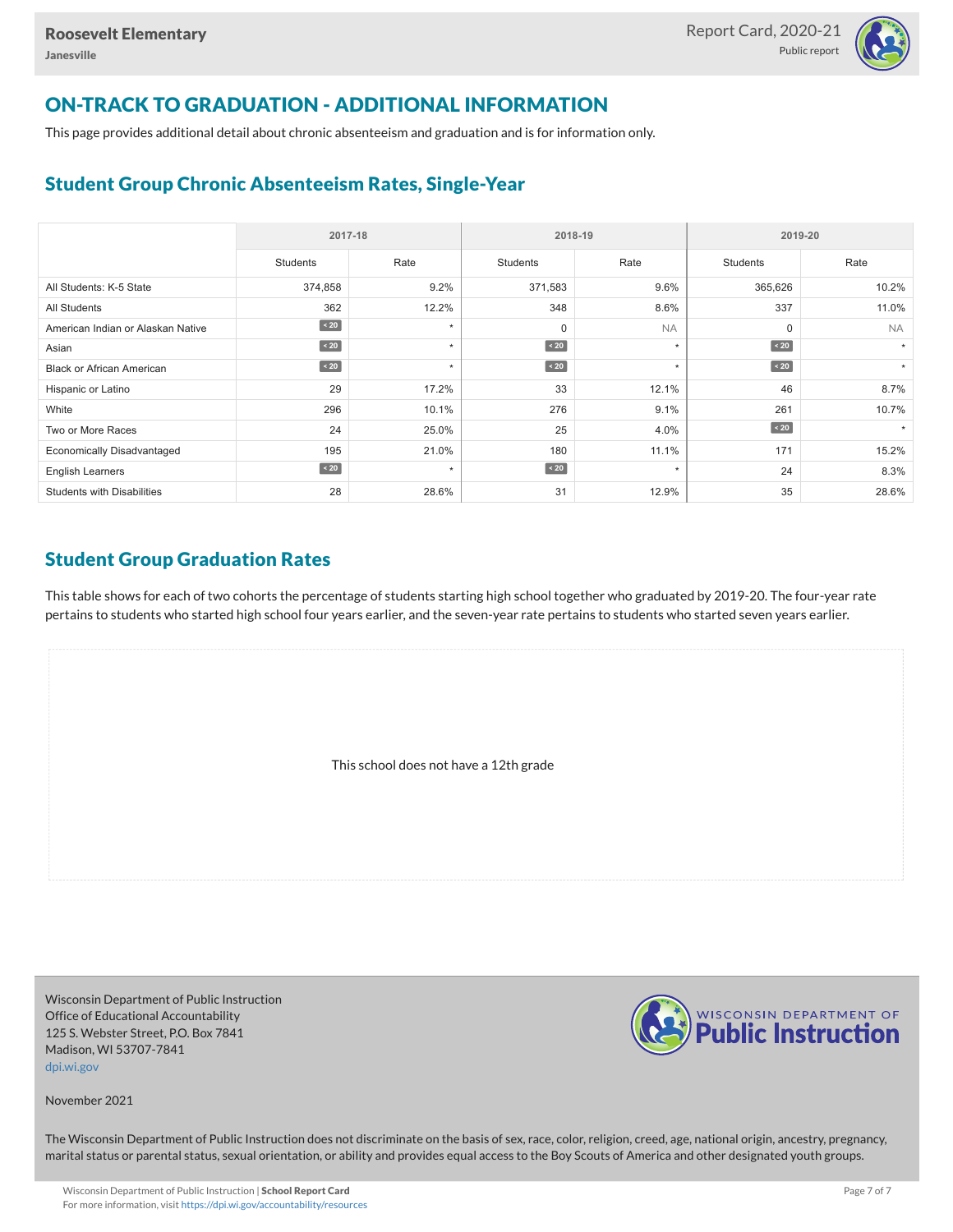## ON-TRACK TO GRADUATION - ADDITIONAL INFORMATION

This page provides additional detail about chronic absenteeism and graduation and is for information only.

### Student Group Chronic Absenteeism Rates, Single-Year

| | 2017-18 | | 2018-19 | | 2019-20 | |
|---|---|---|---|---|---|---|
| | Students | Rate | Students | Rate | Students | Rate |
| All Students: K-5 State | 374,858 | 9.2% | 371,583 | 9.6% | 365,626 | 10.2% |
| All Students | 362 | 12.2% | 348 | 8.6% | 337 | 11.0% |
| American Indian or Alaskan Native | < 20 | * | 0 | NA | 0 | NA |
| Asian | < 20 | * | < 20 | * | < 20 | * |
| Black or African American | < 20 | * | < 20 | * | < 20 | * |
| Hispanic or Latino | 29 | 17.2% | 33 | 12.1% | 46 | 8.7% |
| White | 296 | 10.1% | 276 | 9.1% | 261 | 10.7% |
| Two or More Races | 24 | 25.0% | 25 | 4.0% | < 20 | * |
| Economically Disadvantaged | 195 | 21.0% | 180 | 11.1% | 171 | 15.2% |
| English Learners | < 20 | * | < 20 | * | 24 | 8.3% |
| Students with Disabilities | 28 | 28.6% | 31 | 12.9% | 35 | 28.6% |

### Student Group Graduation Rates

This table shows for each of two cohorts the percentage of students starting high school together who graduated by 2019-20. The four-year rate pertains to students who started high school four years earlier, and the seven-year rate pertains to students who started seven years earlier.

This school does not have a 12th grade

Wisconsin Department of Public Instruction
Office of Educational Accountability
125 S. Webster Street, P.O. Box 7841
Madison, WI 53707-7841
dpi.wi.gov

November 2021

The Wisconsin Department of Public Instruction does not discriminate on the basis of sex, race, color, religion, creed, age, national origin, ancestry, pregnancy, marital status or parental status, sexual orientation, or ability and provides equal access to the Boy Scouts of America and other designated youth groups.